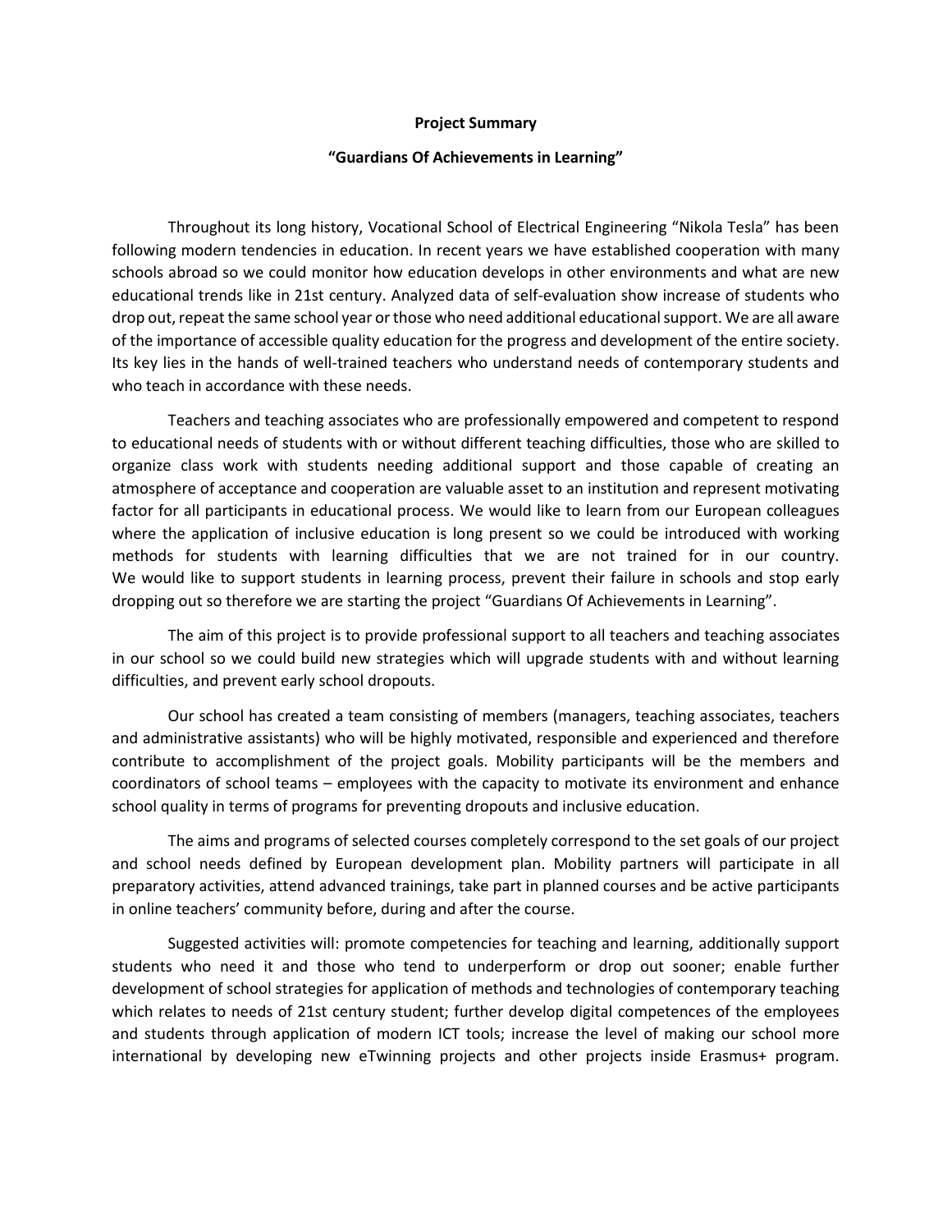**Project Summary**

**"Guardians Of Achievements in Learning"**

Throughout its long history, Vocational School of Electrical Engineering "Nikola Tesla" has been following modern tendencies in education. In recent years we have established cooperation with many schools abroad so we could monitor how education develops in other environments and what are new educational trends like in 21st century. Analyzed data of self-evaluation show increase of students who drop out, repeat the same school year or those who need additional educational support. We are all aware of the importance of accessible quality education for the progress and development of the entire society. Its key lies in the hands of well-trained teachers who understand needs of contemporary students and who teach in accordance with these needs.

Teachers and teaching associates who are professionally empowered and competent to respond to educational needs of students with or without different teaching difficulties, those who are skilled to organize class work with students needing additional support and those capable of creating an atmosphere of acceptance and cooperation are valuable asset to an institution and represent motivating factor for all participants in educational process. We would like to learn from our European colleagues where the application of inclusive education is long present so we could be introduced with working methods for students with learning difficulties that we are not trained for in our country. We would like to support students in learning process, prevent their failure in schools and stop early dropping out so therefore we are starting the project "Guardians Of Achievements in Learning".

The aim of this project is to provide professional support to all teachers and teaching associates in our school so we could build new strategies which will upgrade students with and without learning difficulties, and prevent early school dropouts.

Our school has created a team consisting of members (managers, teaching associates, teachers and administrative assistants) who will be highly motivated, responsible and experienced and therefore contribute to accomplishment of the project goals. Mobility participants will be the members and coordinators of school teams – employees with the capacity to motivate its environment and enhance school quality in terms of programs for preventing dropouts and inclusive education.

The aims and programs of selected courses completely correspond to the set goals of our project and school needs defined by European development plan. Mobility partners will participate in all preparatory activities, attend advanced trainings, take part in planned courses and be active participants in online teachers' community before, during and after the course.

Suggested activities will: promote competencies for teaching and learning, additionally support students who need it and those who tend to underperform or drop out sooner; enable further development of school strategies for application of methods and technologies of contemporary teaching which relates to needs of 21st century student; further develop digital competences of the employees and students through application of modern ICT tools; increase the level of making our school more international by developing new eTwinning projects and other projects inside Erasmus+ program.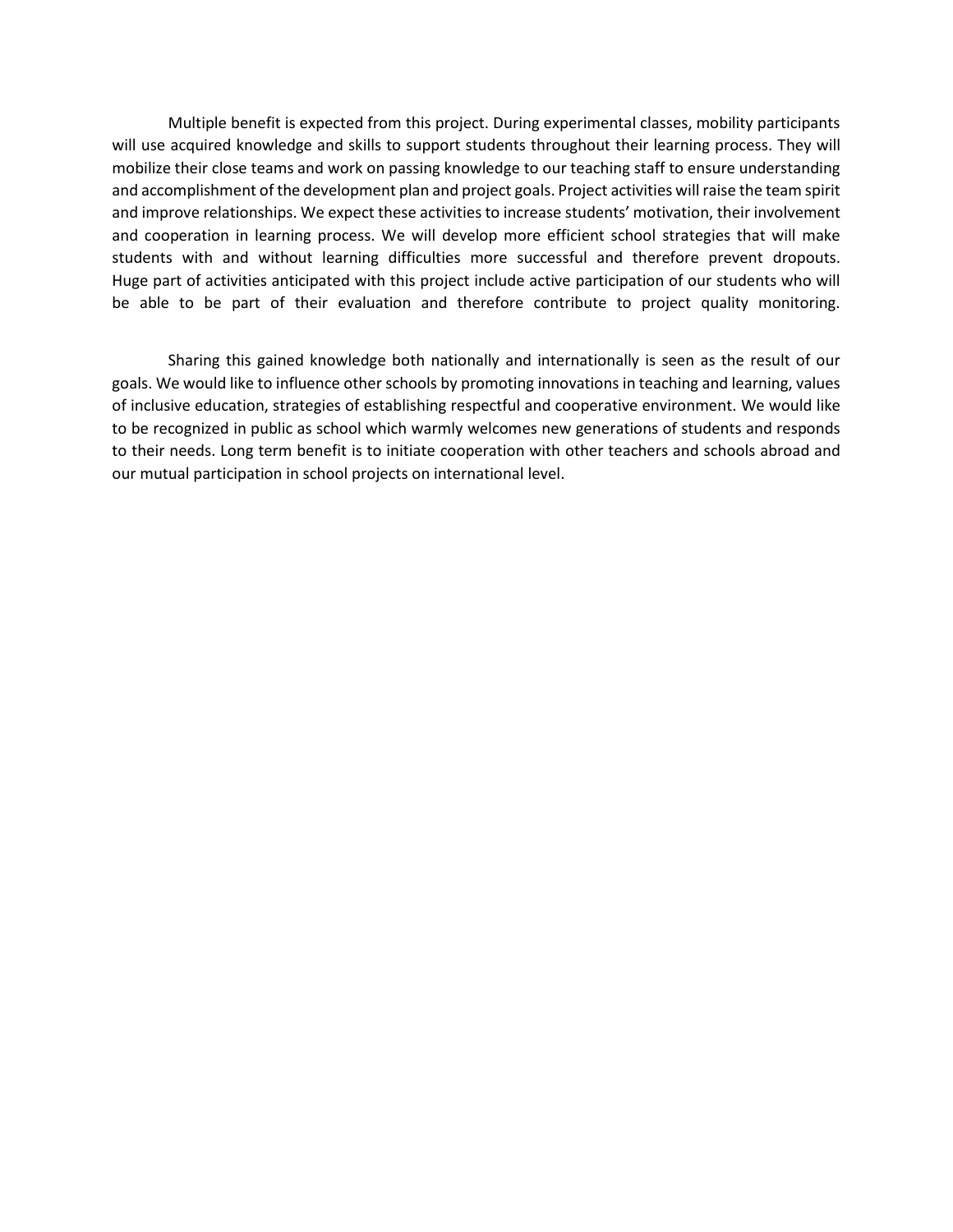Multiple benefit is expected from this project. During experimental classes, mobility participants will use acquired knowledge and skills to support students throughout their learning process. They will mobilize their close teams and work on passing knowledge to our teaching staff to ensure understanding and accomplishment of the development plan and project goals. Project activities will raise the team spirit and improve relationships. We expect these activities to increase students' motivation, their involvement and cooperation in learning process. We will develop more efficient school strategies that will make students with and without learning difficulties more successful and therefore prevent dropouts. Huge part of activities anticipated with this project include active participation of our students who will be able to be part of their evaluation and therefore contribute to project quality monitoring.

Sharing this gained knowledge both nationally and internationally is seen as the result of our goals. We would like to influence other schools by promoting innovations in teaching and learning, values of inclusive education, strategies of establishing respectful and cooperative environment. We would like to be recognized in public as school which warmly welcomes new generations of students and responds to their needs. Long term benefit is to initiate cooperation with other teachers and schools abroad and our mutual participation in school projects on international level.